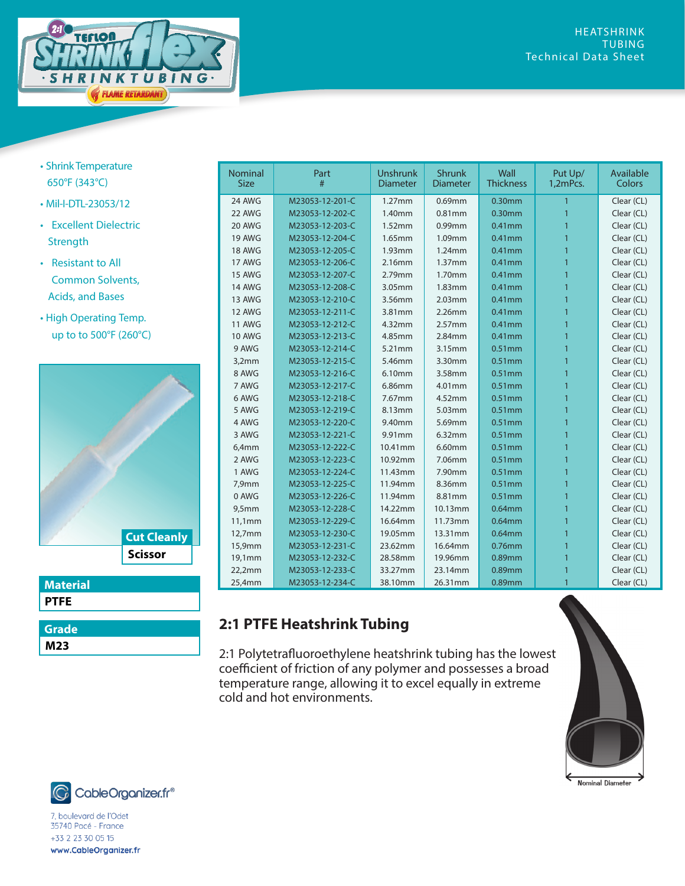HEATSHRINK TUBING
Technical Data Sheet

- Shrink Temperature 650°F (343°C)
- Mil-I-DTL-23053/12
- Excellent Dielectric Strength
- Resistant to All Common Solvents, Acids, and Bases
- High Operating Temp. up to to 500°F (260°C)

| Nominal Size | Part # | Unshrunk Diameter | Shrunk Diameter | Wall Thickness | Put Up/ 1,2mPcs. | Available Colors |
|---|---|---|---|---|---|---|
| 24 AWG | M23053-12-201-C | 1.27mm | 0.69mm | 0.30mm | 1 | Clear (CL) |
| 22 AWG | M23053-12-202-C | 1.40mm | 0.81mm | 0.30mm | 1 | Clear (CL) |
| 20 AWG | M23053-12-203-C | 1.52mm | 0.99mm | 0.41mm | 1 | Clear (CL) |
| 19 AWG | M23053-12-204-C | 1.65mm | 1.09mm | 0.41mm | 1 | Clear (CL) |
| 18 AWG | M23053-12-205-C | 1.93mm | 1.24mm | 0.41mm | 1 | Clear (CL) |
| 17 AWG | M23053-12-206-C | 2.16mm | 1.37mm | 0.41mm | 1 | Clear (CL) |
| 15 AWG | M23053-12-207-C | 2.79mm | 1.70mm | 0.41mm | 1 | Clear (CL) |
| 14 AWG | M23053-12-208-C | 3.05mm | 1.83mm | 0.41mm | 1 | Clear (CL) |
| 13 AWG | M23053-12-210-C | 3.56mm | 2.03mm | 0.41mm | 1 | Clear (CL) |
| 12 AWG | M23053-12-211-C | 3.81mm | 2.26mm | 0.41mm | 1 | Clear (CL) |
| 11 AWG | M23053-12-212-C | 4.32mm | 2.57mm | 0.41mm | 1 | Clear (CL) |
| 10 AWG | M23053-12-213-C | 4.85mm | 2.84mm | 0.41mm | 1 | Clear (CL) |
| 9 AWG | M23053-12-214-C | 5.21mm | 3.15mm | 0.51mm | 1 | Clear (CL) |
| 3,2mm | M23053-12-215-C | 5.46mm | 3.30mm | 0.51mm | 1 | Clear (CL) |
| 8 AWG | M23053-12-216-C | 6.10mm | 3.58mm | 0.51mm | 1 | Clear (CL) |
| 7 AWG | M23053-12-217-C | 6.86mm | 4.01mm | 0.51mm | 1 | Clear (CL) |
| 6 AWG | M23053-12-218-C | 7.67mm | 4.52mm | 0.51mm | 1 | Clear (CL) |
| 5 AWG | M23053-12-219-C | 8.13mm | 5.03mm | 0.51mm | 1 | Clear (CL) |
| 4 AWG | M23053-12-220-C | 9.40mm | 5.69mm | 0.51mm | 1 | Clear (CL) |
| 3 AWG | M23053-12-221-C | 9.91mm | 6.32mm | 0.51mm | 1 | Clear (CL) |
| 6,4mm | M23053-12-222-C | 10.41mm | 6.60mm | 0.51mm | 1 | Clear (CL) |
| 2 AWG | M23053-12-223-C | 10.92mm | 7.06mm | 0.51mm | 1 | Clear (CL) |
| 1 AWG | M23053-12-224-C | 11.43mm | 7.90mm | 0.51mm | 1 | Clear (CL) |
| 7,9mm | M23053-12-225-C | 11.94mm | 8.36mm | 0.51mm | 1 | Clear (CL) |
| 0 AWG | M23053-12-226-C | 11.94mm | 8.81mm | 0.51mm | 1 | Clear (CL) |
| 9,5mm | M23053-12-228-C | 14.22mm | 10.13mm | 0.64mm | 1 | Clear (CL) |
| 11,1mm | M23053-12-229-C | 16.64mm | 11.73mm | 0.64mm | 1 | Clear (CL) |
| 12,7mm | M23053-12-230-C | 19.05mm | 13.31mm | 0.64mm | 1 | Clear (CL) |
| 15,9mm | M23053-12-231-C | 23.62mm | 16.64mm | 0.76mm | 1 | Clear (CL) |
| 19,1mm | M23053-12-232-C | 28.58mm | 19.96mm | 0.89mm | 1 | Clear (CL) |
| 22,2mm | M23053-12-233-C | 33.27mm | 23.14mm | 0.89mm | 1 | Clear (CL) |
| 25,4mm | M23053-12-234-C | 38.10mm | 26.31mm | 0.89mm | 1 | Clear (CL) |

**Cut Cleanly**
**Scissor**

**Material**
**PTFE**

**Grade**
**M23**

## 2:1 PTFE Heatshrink Tubing

2:1 Polytetrafluoroethylene heatshrink tubing has the lowest coefficient of friction of any polymer and possesses a broad temperature range, allowing it to excel equally in extreme cold and hot environments.

Nominal Diameter

CableOrganizer.fr®

7, boulevard de l'Odet
35740 Pacé - France
+33 2 23 30 05 15
www.CableOrganizer.fr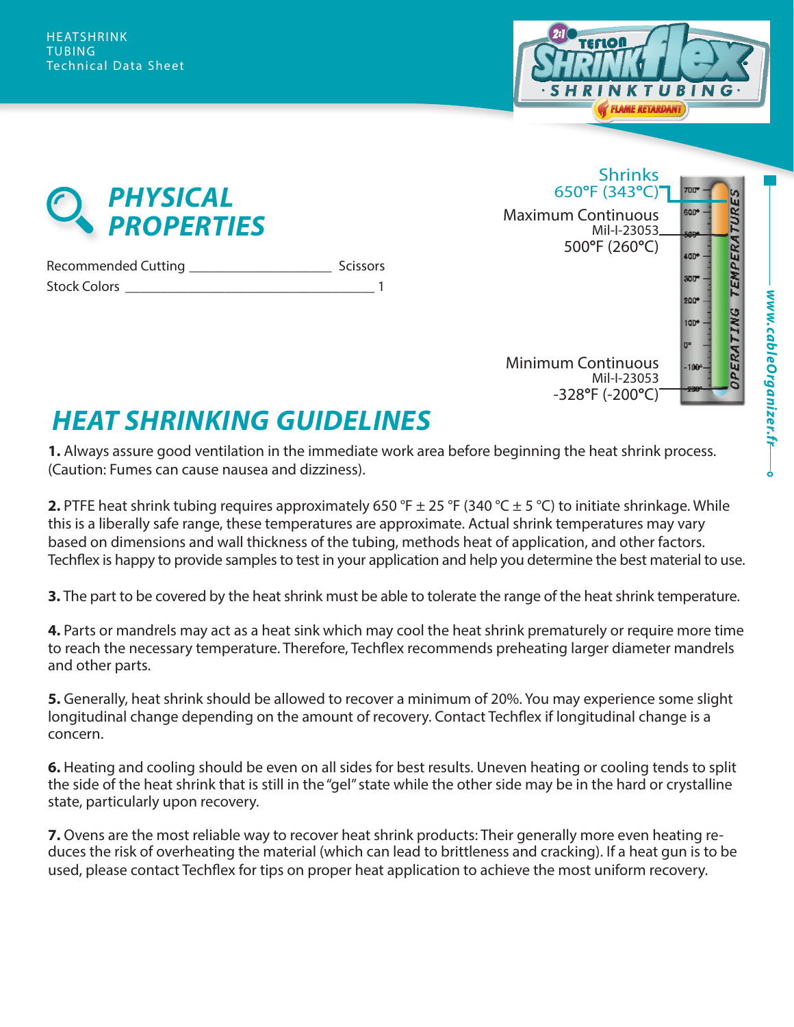## PHYSICAL PROPERTIES

Recommended Cutting ____________________ Scissors

Stock Colors ____________________________________ 1

Shrinks
650°F (343°C)

Maximum Continuous
Mil-I-23053
500°F (260°C)

Minimum Continuous
Mil-I-23053
-328°F (-200°C)

OPERATING TEMPERATURES

## HEAT SHRINKING GUIDELINES

**1.** Always assure good ventilation in the immediate work area before beginning the heat shrink process. (Caution: Fumes can cause nausea and dizziness).

**2.** PTFE heat shrink tubing requires approximately 650 °F ± 25 °F (340 °C ± 5 °C) to initiate shrinkage. While this is a liberally safe range, these temperatures are approximate. Actual shrink temperatures may vary based on dimensions and wall thickness of the tubing, methods heat of application, and other factors. Techflex is happy to provide samples to test in your application and help you determine the best material to use.

**3.** The part to be covered by the heat shrink must be able to tolerate the range of the heat shrink temperature.

**4.** Parts or mandrels may act as a heat sink which may cool the heat shrink prematurely or require more time to reach the necessary temperature. Therefore, Techflex recommends preheating larger diameter mandrels and other parts.

**5.** Generally, heat shrink should be allowed to recover a minimum of 20%. You may experience some slight longitudinal change depending on the amount of recovery. Contact Techflex if longitudinal change is a concern.

**6.** Heating and cooling should be even on all sides for best results. Uneven heating or cooling tends to split the side of the heat shrink that is still in the "gel" state while the other side may be in the hard or crystalline state, particularly upon recovery.

**7.** Ovens are the most reliable way to recover heat shrink products: Their generally more even heating reduces the risk of overheating the material (which can lead to brittleness and cracking). If a heat gun is to be used, please contact Techflex for tips on proper heat application to achieve the most uniform recovery.